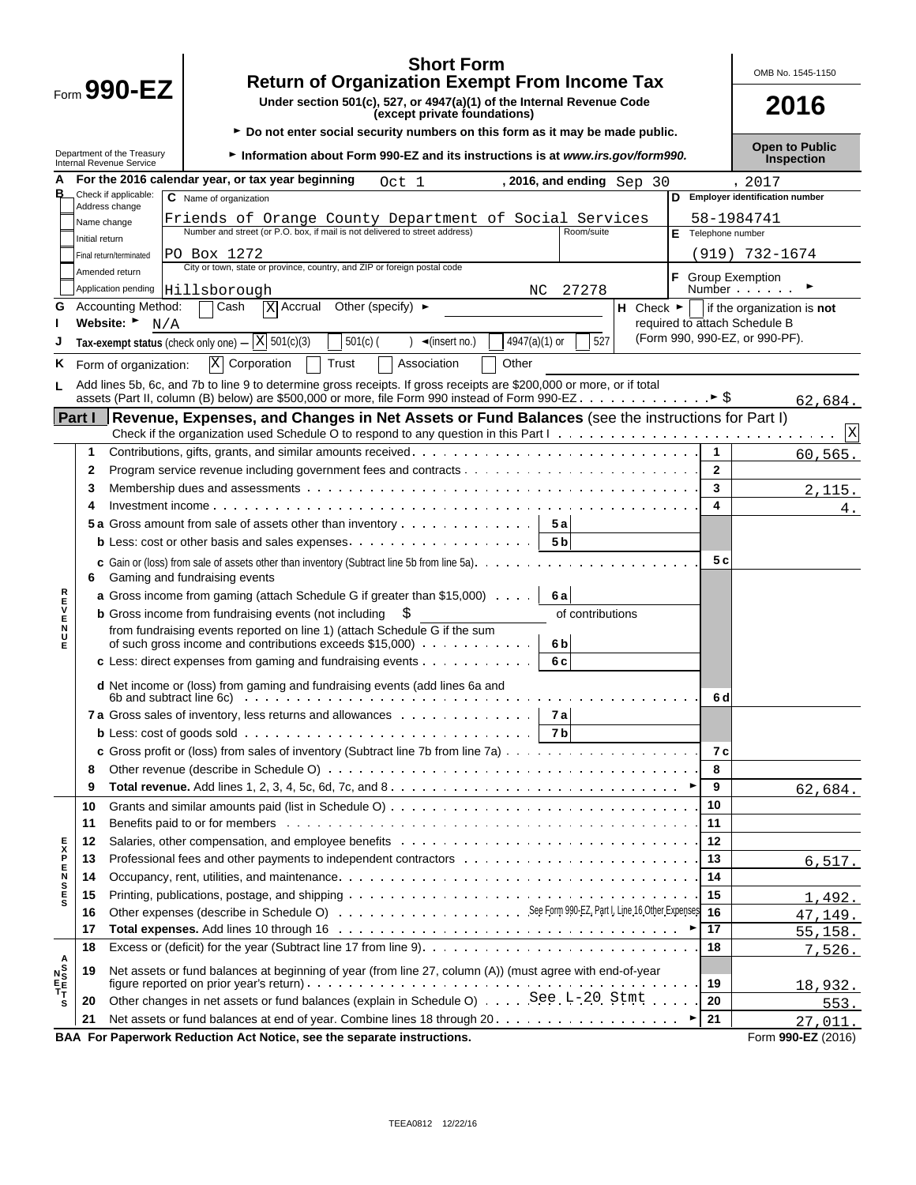# Form 990-EZ

## Short Form
## Return of Organization Exempt From Income Tax

**Under section 501(c), 527, or 4947(a)(1) of the Internal Revenue Code (except private foundations)**

► Do not enter social security numbers on this form as it may be made public.

► Information about Form 990-EZ and its instructions is at *www.irs.gov/form990.*

Department of the Treasury
Internal Revenue Service

OMB No. 1545-1150

**2016**

**Open to Public Inspection**

**A** For the 2016 calendar year, or tax year beginning Oct 1, 2016, and ending Sep 30, 2017

**B** Check if applicable:
- Address change
- Name change
- Initial return
- Final return/terminated
- Amended return
- Application pending

**C** Name of organization: Friends of Orange County Department of Social Services

Number and street (or P.O. box, if mail is not delivered to street address): PO Box 1272

City or town, state or province, country, and ZIP or foreign postal code: Hillsborough NC 27278

**D** Employer identification number: 58-1984741

**E** Telephone number: (919) 732-1674

**F** Group Exemption Number ►

**G** Accounting Method: [ ] Cash [X] Accrual Other (specify) ►

**H** Check ► [ ] if the organization is **not** required to attach Schedule B (Form 990, 990-EZ, or 990-PF).

**I** Website: ► N/A

**J** Tax-exempt status (check only one) – [X] 501(c)(3) [ ] 501(c) ( ) ◄(insert no.) [ ] 4947(a)(1) or [ ] 527

**K** Form of organization: [X] Corporation [ ] Trust [ ] Association [ ] Other

**L** Add lines 5b, 6c, and 7b to line 9 to determine gross receipts. If gross receipts are $200,000 or more, or if total assets (Part II, column (B) below) are $500,000 or more, file Form 990 instead of Form 990-EZ ► $ 62,684.

## Part I — Revenue, Expenses, and Changes in Net Assets or Fund Balances (see the instructions for Part I)

Check if the organization used Schedule O to respond to any question in this Part I [X]

### Revenue

| Line | Description | | | Line | Amount |
|---|---|---|---|---|---|
| 1 | Contributions, gifts, grants, and similar amounts received | | | 1 | 60,565. |
| 2 | Program service revenue including government fees and contracts | | | 2 | |
| 3 | Membership dues and assessments | | | 3 | 2,115. |
| 4 | Investment income | | | 4 | 4. |
| 5a | Gross amount from sale of assets other than inventory | 5a | | | |
| b | Less: cost or other basis and sales expenses | 5b | | | |
| c | Gain or (loss) from sale of assets other than inventory (Subtract line 5b from line 5a) | | | 5c | |
| 6 | Gaming and fundraising events | | | | |
| a | Gross income from gaming (attach Schedule G if greater than $15,000) | 6a | | | |
| b | Gross income from fundraising events (not including $ of contributions from fundraising events reported on line 1) (attach Schedule G if the sum of such gross income and contributions exceeds $15,000) | 6b | | | |
| c | Less: direct expenses from gaming and fundraising events | 6c | | | |
| d | Net income or (loss) from gaming and fundraising events (add lines 6a and 6b and subtract line 6c) | | | 6d | |
| 7a | Gross sales of inventory, less returns and allowances | 7a | | | |
| b | Less: cost of goods sold | 7b | | | |
| c | Gross profit or (loss) from sales of inventory (Subtract line 7b from line 7a) | | | 7c | |
| 8 | Other revenue (describe in Schedule O) | | | 8 | |
| 9 | **Total revenue.** Add lines 1, 2, 3, 4, 5c, 6d, 7c, and 8 ► | | | 9 | 62,684. |

### Expenses

| Line | Description | Line | Amount |
|---|---|---|---|
| 10 | Grants and similar amounts paid (list in Schedule O) | 10 | |
| 11 | Benefits paid to or for members | 11 | |
| 12 | Salaries, other compensation, and employee benefits | 12 | |
| 13 | Professional fees and other payments to independent contractors | 13 | 6,517. |
| 14 | Occupancy, rent, utilities, and maintenance | 14 | |
| 15 | Printing, publications, postage, and shipping | 15 | 1,492. |
| 16 | Other expenses (describe in Schedule O) See Form 990-EZ, Part I, Line 16 Other Expenses | 16 | 47,149. |
| 17 | **Total expenses.** Add lines 10 through 16 ► | 17 | 55,158. |

### Net Assets

| Line | Description | Line | Amount |
|---|---|---|---|
| 18 | Excess or (deficit) for the year (Subtract line 17 from line 9) | 18 | 7,526. |
| 19 | Net assets or fund balances at beginning of year (from line 27, column (A)) (must agree with end-of-year figure reported on prior year's return) | 19 | 18,932. |
| 20 | Other changes in net assets or fund balances (explain in Schedule O) See L-20 Stmt | 20 | 553. |
| 21 | Net assets or fund balances at end of year. Combine lines 18 through 20 ► | 21 | 27,011. |

**BAA For Paperwork Reduction Act Notice, see the separate instructions.** Form **990-EZ** (2016)

TEEA0812 12/22/16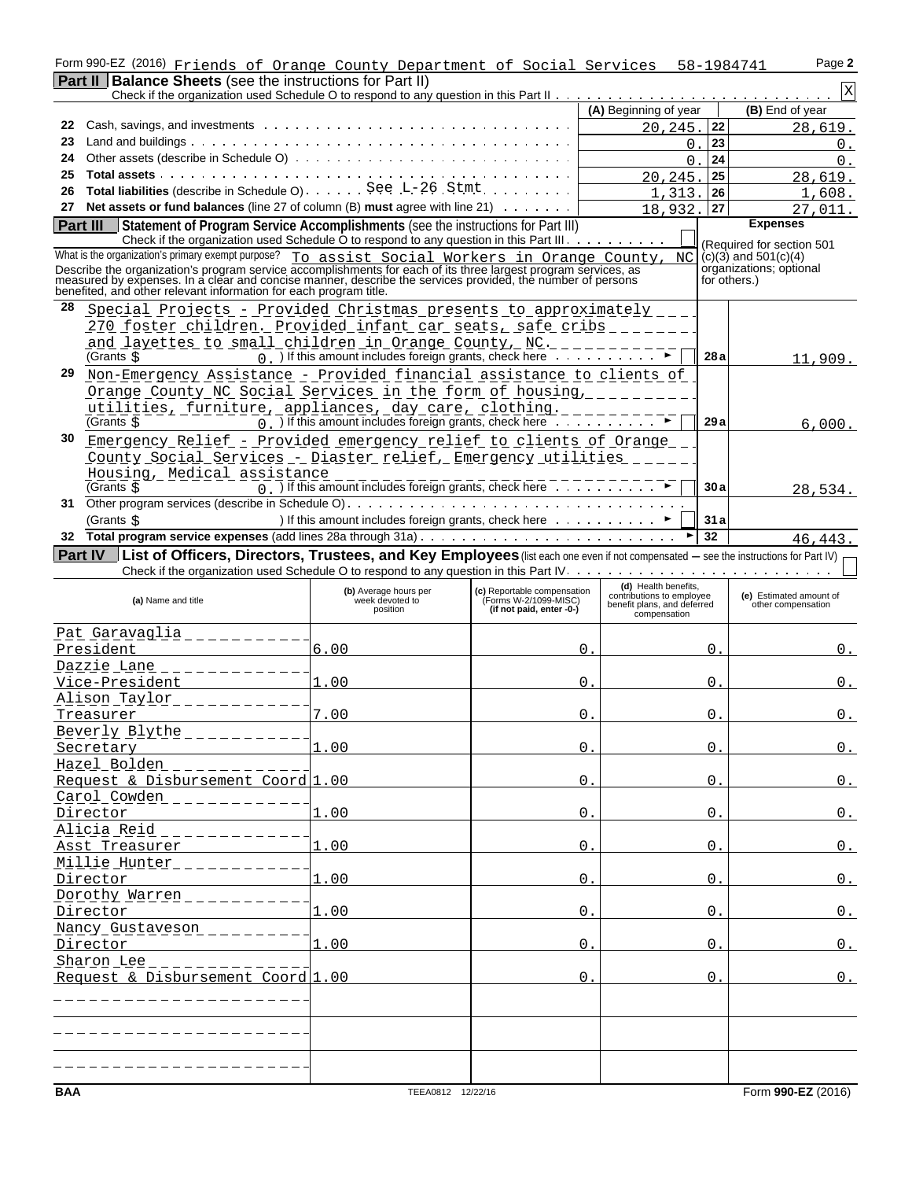Form 990-EZ (2016) Friends of Orange County Department of Social Services 58-1984741

## Part II Balance Sheets (see the instructions for Part II)

Check if the organization used Schedule O to respond to any question in this Part II . . . . . [X]

| | | (A) Beginning of year | | (B) End of year |
|---|---|---|---|---|
| 22 | Cash, savings, and investments | 20,245. | 22 | 28,619. |
| 23 | Land and buildings | 0. | 23 | 0. |
| 24 | Other assets (describe in Schedule O) | 0. | 24 | 0. |
| 25 | Total assets | 20,245. | 25 | 28,619. |
| 26 | Total liabilities (describe in Schedule O) See L-26 Stmt | 1,313. | 26 | 1,608. |
| 27 | Net assets or fund balances (line 27 of column (B) must agree with line 21) | 18,932. | 27 | 27,011. |

## Part III Statement of Program Service Accomplishments (see the instructions for Part III)

Check if the organization used Schedule O to respond to any question in this Part III . . . . [ ]

What is the organization's primary exempt purpose? To assist Social Workers in Orange County, NC

Describe the organization's program service accomplishments for each of its three largest program services, as measured by expenses. In a clear and concise manner, describe the services provided, the number of persons benefited, and other relevant information for each program title.

Expenses (Required for section 501(c)(3) and 501(c)(4) organizations; optional for others.)

| | | | Expenses |
|---|---|---|---|
| 28 | Special Projects - Provided Christmas presents to approximately 270 foster children. Provided infant car seats, safe cribs and layettes to small children in Orange County, NC. (Grants $ 0.) If this amount includes foreign grants, check here [ ] | 28a | 11,909. |
| 29 | Non-Emergency Assistance - Provided financial assistance to clients of Orange County NC Social Services in the form of housing, utilities, furniture, appliances, day care, clothing. (Grants $ 0.) If this amount includes foreign grants, check here [ ] | 29a | 6,000. |
| 30 | Emergency Relief - Provided emergency relief to clients of Orange County Social Services - Diaster relief, Emergency utilities Housing, Medical assistance (Grants $ 0.) If this amount includes foreign grants, check here [ ] | 30a | 28,534. |
| 31 | Other program services (describe in Schedule O). (Grants $ ) If this amount includes foreign grants, check here [ ] | 31a | |
| 32 | Total program service expenses (add lines 28a through 31a) | 32 | 46,443. |

## Part IV List of Officers, Directors, Trustees, and Key Employees (list each one even if not compensated — see the instructions for Part IV)

Check if the organization used Schedule O to respond to any question in this Part IV . . . . [ ]

| (a) Name and title | (b) Average hours per week devoted to position | (c) Reportable compensation (Forms W-2/1099-MISC) (if not paid, enter -0-) | (d) Health benefits, contributions to employee benefit plans, and deferred compensation | (e) Estimated amount of other compensation |
|---|---|---|---|---|
| Pat Garavaglia<br>President | 6.00 | 0. | 0. | 0. |
| Dazzie Lane<br>Vice-President | 1.00 | 0. | 0. | 0. |
| Alison Taylor<br>Treasurer | 7.00 | 0. | 0. | 0. |
| Beverly Blythe<br>Secretary | 1.00 | 0. | 0. | 0. |
| Hazel Bolden<br>Request & Disbursement Coord | 1.00 | 0. | 0. | 0. |
| Carol Cowden<br>Director | 1.00 | 0. | 0. | 0. |
| Alicia Reid<br>Asst Treasurer | 1.00 | 0. | 0. | 0. |
| Millie Hunter<br>Director | 1.00 | 0. | 0. | 0. |
| Dorothy Warren<br>Director | 1.00 | 0. | 0. | 0. |
| Nancy Gustaveson<br>Director | 1.00 | 0. | 0. | 0. |
| Sharon Lee<br>Request & Disbursement Coord | 1.00 | 0. | 0. | 0. |
| | | | | |
| | | | | |
| | | | | |

BAA TEEA0812 12/22/16 Form 990-EZ (2016)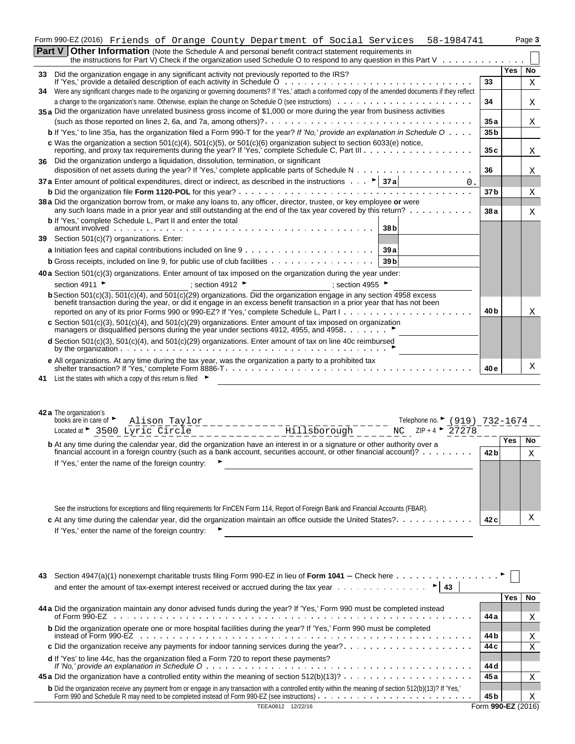Form 990-EZ (2016) Friends of Orange County Department of Social Services 58-1984741

## Part V Other Information

(Note the Schedule A and personal benefit contract statement requirements in the instructions for Part V) Check if the organization used Schedule O to respond to any question in this Part V ☐

| | | | Yes | No |
|---|---|---|---|---|
| 33 | Did the organization engage in any significant activity not previously reported to the IRS? If 'Yes,' provide a detailed description of each activity in Schedule O | 33 | | X |
| 34 | Were any significant changes made to the organizing or governing documents? If 'Yes,' attach a conformed copy of the amended documents if they reflect a change to the organization's name. Otherwise, explain the change on Schedule O (see instructions) | 34 | | X |
| 35a | Did the organization have unrelated business gross income of $1,000 or more during the year from business activities (such as those reported on lines 2, 6a, and 7a, among others)? | 35a | | X |
| b | If 'Yes,' to line 35a, has the organization filed a Form 990-T for the year? *If 'No,' provide an explanation in Schedule O* | 35b | | |
| c | Was the organization a section 501(c)(4), 501(c)(5), or 501(c)(6) organization subject to section 6033(e) notice, reporting, and proxy tax requirements during the year? If 'Yes,' complete Schedule C, Part III | 35c | | X |
| 36 | Did the organization undergo a liquidation, dissolution, termination, or significant disposition of net assets during the year? If 'Yes,' complete applicable parts of Schedule N | 36 | | X |
| 37a | Enter amount of political expenditures, direct or indirect, as described in the instructions ► 37a 0. | | | |
| b | Did the organization file **Form 1120-POL** for this year? | 37b | | X |
| 38a | Did the organization borrow from, or make any loans to, any officer, director, trustee, or key employee **or** were any such loans made in a prior year and still outstanding at the end of the tax year covered by this return? | 38a | | X |
| b | If 'Yes,' complete Schedule L, Part II and enter the total amount involved — 38b | | | |
| 39 | Section 501(c)(7) organizations. Enter: | | | |
| a | Initiation fees and capital contributions included on line 9 — 39a | | | |
| b | Gross receipts, included on line 9, for public use of club facilities — 39b | | | |
| 40a | Section 501(c)(3) organizations. Enter amount of tax imposed on the organization during the year under: section 4911 ► ; section 4912 ► ; section 4955 ► | | | |
| b | Section 501(c)(3), 501(c)(4), and 501(c)(29) organizations. Did the organization engage in any section 4958 excess benefit transaction during the year, or did it engage in an excess benefit transaction in a prior year that has not been reported on any of its prior Forms 990 or 990-EZ? If 'Yes,' complete Schedule L, Part I | 40b | | X |
| c | Section 501(c)(3), 501(c)(4), and 501(c)(29) organizations. Enter amount of tax imposed on organization managers or disqualified persons during the year under sections 4912, 4955, and 4958 ► | | | |
| d | Section 501(c)(3), 501(c)(4), and 501(c)(29) organizations. Enter amount of tax on line 40c reimbursed by the organization ► | | | |
| e | All organizations. At any time during the tax year, was the organization a party to a prohibited tax shelter transaction? If 'Yes,' complete Form 8886-T | 40e | | X |
| 41 | List the states with which a copy of this return is filed ► | | | |

**42a** The organization's books are in care of ► Alison Taylor Telephone no. ► (919) 732-1674
Located at ► 3500 Lyric Circle Hillsborough NC ZIP + 4 ► 27278

| | | | Yes | No |
|---|---|---|---|---|
| b | At any time during the calendar year, did the organization have an interest in or a signature or other authority over a financial account in a foreign country (such as a bank account, securities account, or other financial account)? If 'Yes,' enter the name of the foreign country: ► See the instructions for exceptions and filing requirements for FinCEN Form 114, Report of Foreign Bank and Financial Accounts (FBAR). | 42b | | X |
| c | At any time during the calendar year, did the organization maintain an office outside the United States? If 'Yes,' enter the name of the foreign country: ► | 42c | | X |

**43** Section 4947(a)(1) nonexempt charitable trusts filing Form 990-EZ in lieu of **Form 1041** − Check here ► ☐ and enter the amount of tax-exempt interest received or accrued during the tax year ► 43

| | | | Yes | No |
|---|---|---|---|---|
| 44a | Did the organization maintain any donor advised funds during the year? If 'Yes,' Form 990 must be completed instead of Form 990-EZ | 44a | | X |
| b | Did the organization operate one or more hospital facilities during the year? If 'Yes,' Form 990 must be completed instead of Form 990-EZ | 44b | | X |
| c | Did the organization receive any payments for indoor tanning services during the year? | 44c | | X |
| d | If 'Yes' to line 44c, has the organization filed a Form 720 to report these payments? *If 'No,' provide an explanation in Schedule O* | 44d | | |
| 45a | Did the organization have a controlled entity within the meaning of section 512(b)(13)? | 45a | | X |
| b | Did the organization receive any payment from or engage in any transaction with a controlled entity within the meaning of section 512(b)(13)? If 'Yes,' Form 990 and Schedule R may need to be completed instead of Form 990-EZ (see instructions) | 45b | | X |

TEEA0812 12/22/16 Form **990-EZ** (2016)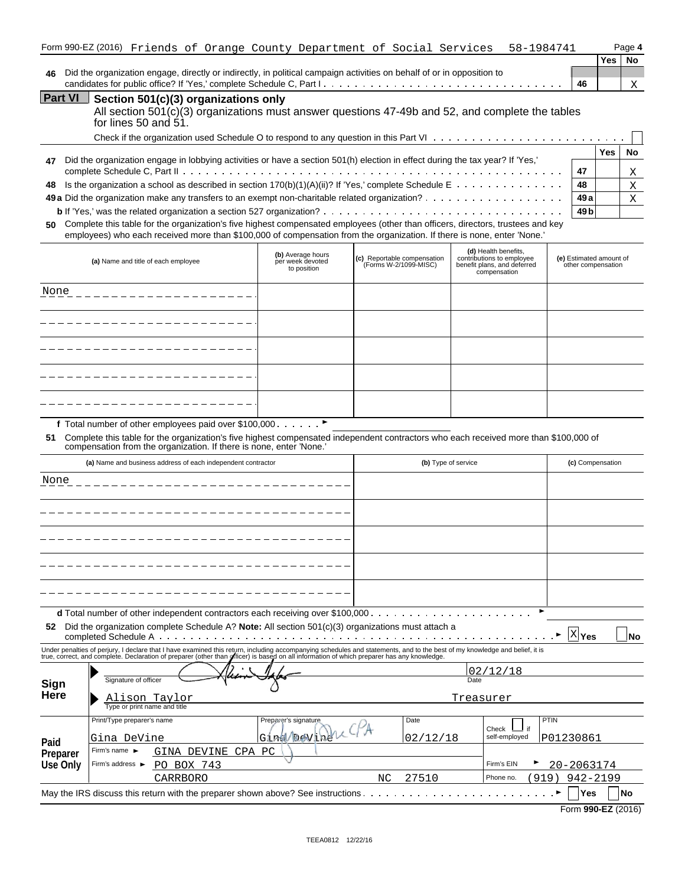Form 990-EZ (2016) Friends of Orange County Department of Social Services 58-1984741

| | | | Yes | No |
|---|---|---|---|---|
| **46** | Did the organization engage, directly or indirectly, in political campaign activities on behalf of or in opposition to candidates for public office? If 'Yes,' complete Schedule C, Part I | 46 | | X |

## Part VI — Section 501(c)(3) organizations only

All section 501(c)(3) organizations must answer questions 47-49b and 52, and complete the tables for lines 50 and 51.

Check if the organization used Schedule O to respond to any question in this Part VI ☐

| | | | Yes | No |
|---|---|---|---|---|
| **47** | Did the organization engage in lobbying activities or have a section 501(h) election in effect during the tax year? If 'Yes,' complete Schedule C, Part II | 47 | | X |
| **48** | Is the organization a school as described in section 170(b)(1)(A)(ii)? If 'Yes,' complete Schedule E | 48 | | X |
| **49a** | Did the organization make any transfers to an exempt non-charitable related organization? | 49a | | X |
| **b** | If 'Yes,' was the related organization a section 527 organization? | 49b | | |

**50** Complete this table for the organization's five highest compensated employees (other than officers, directors, trustees and key employees) who each received more than $100,000 of compensation from the organization. If there is none, enter 'None.'

| (a) Name and title of each employee | (b) Average hours per week devoted to position | (c) Reportable compensation (Forms W-2/1099-MISC) | (d) Health benefits, contributions to employee benefit plans, and deferred compensation | (e) Estimated amount of other compensation |
|---|---|---|---|---|
| None | | | | |
| | | | | |
| | | | | |
| | | | | |
| | | | | |

**f** Total number of other employees paid over $100,000 ►

**51** Complete this table for the organization's five highest compensated independent contractors who each received more than $100,000 of compensation from the organization. If there is none, enter 'None.'

| (a) Name and business address of each independent contractor | (b) Type of service | (c) Compensation |
|---|---|---|
| None | | |
| | | |
| | | |
| | | |
| | | |

**d** Total number of other independent contractors each receiving over $100,000 ►

**52** Did the organization complete Schedule A? **Note:** All section 501(c)(3) organizations must attach a completed Schedule A ► ☒ Yes ☐ No

Under penalties of perjury, I declare that I have examined this return, including accompanying schedules and statements, and to the best of my knowledge and belief, it is true, correct, and complete. Declaration of preparer (other than officer) is based on all information of which preparer has any knowledge.

**Sign Here**

Signature of officer: Alison Taylor — Date: 02/12/18

Type or print name and title: Alison Taylor, Treasurer

**Paid Preparer Use Only**

| Print/Type preparer's name | Preparer's signature | Date | Check ☐ if self-employed | PTIN |
|---|---|---|---|---|
| Gina DeVine | Gina DeVine CPA | 02/12/18 | | P01230861 |

Firm's name ► GINA DEVINE CPA PC

Firm's address ► PO BOX 743, CARRBORO NC 27510

Firm's EIN ► 20-2063174

Phone no. (919) 942-2199

May the IRS discuss this return with the preparer shown above? See instructions ► ☐ Yes ☐ No

Form **990-EZ** (2016)

TEEA0812 12/22/16